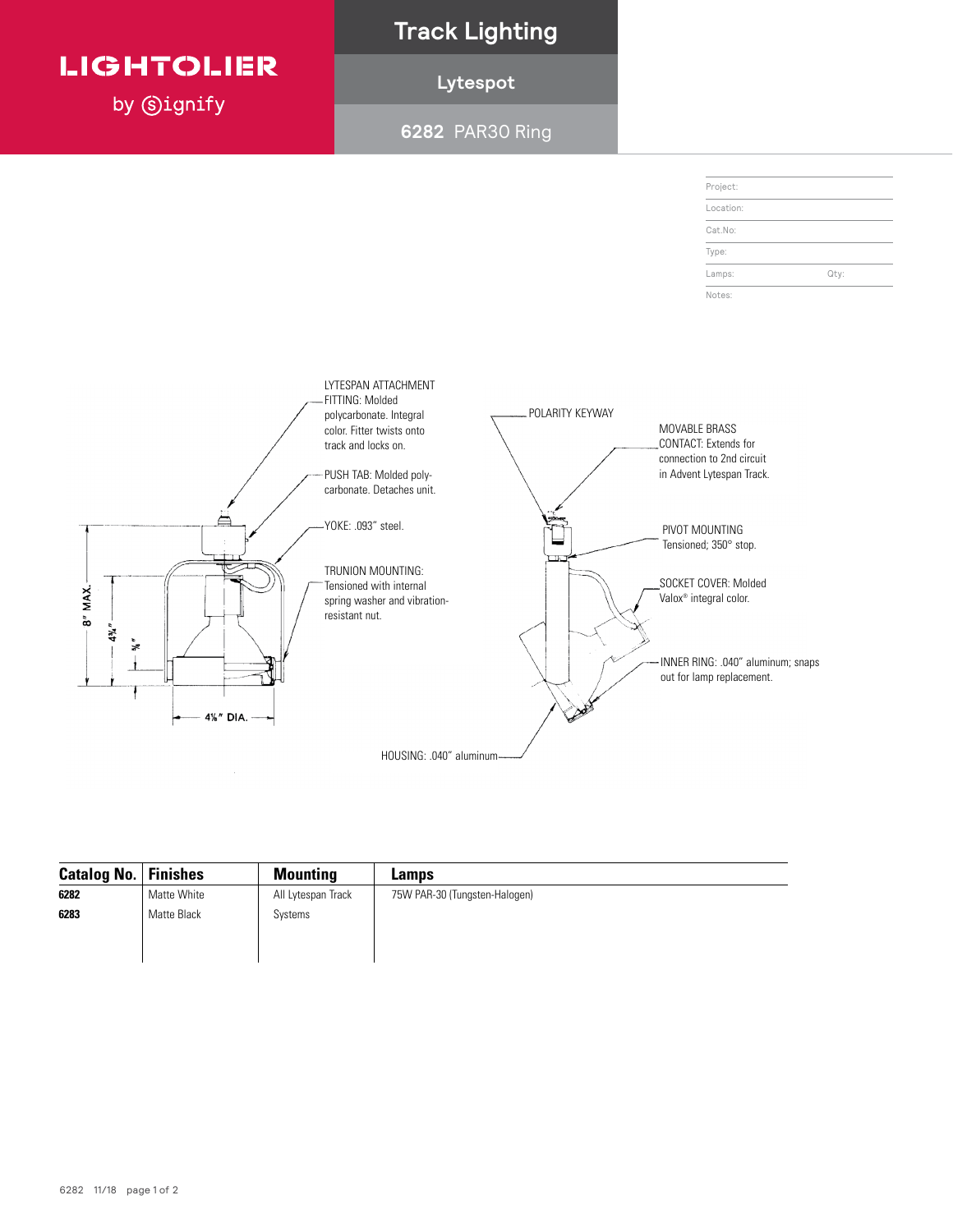LIGHTOLIER by Signify

# Track Lighting

## Lytespot

### 6282 PAR30 Ring

| | |
|---|---|
| Project: | |
| Location: | |
| Cat.No: | |
| Type: | |
| Lamps: | Qty: |
| Notes: | |

LYTESPAN ATTACHMENT FITTING: Molded polycarbonate. Integral color. Fitter twists onto track and locks on.

PUSH TAB: Molded poly-carbonate. Detaches unit.

YOKE: .093" steel.

TRUNION MOUNTING: Tensioned with internal spring washer and vibration-resistant nut.

POLARITY KEYWAY

MOVABLE BRASS CONTACT: Extends for connection to 2nd circuit in Advent Lytespan Track.

PIVOT MOUNTING Tensioned; 350° stop.

SOCKET COVER: Molded Valox® integral color.

INNER RING: .040" aluminum; snaps out for lamp replacement.

HOUSING: .040" aluminum

8" MAX.

4¾"

⅝"

4⅛" DIA.

| Catalog No. | Finishes | Mounting | Lamps |
|---|---|---|---|
| **6282** | Matte White | All Lytespan Track | 75W PAR-30 (Tungsten-Halogen) |
| **6283** | Matte Black | Systems | |

6282 11/18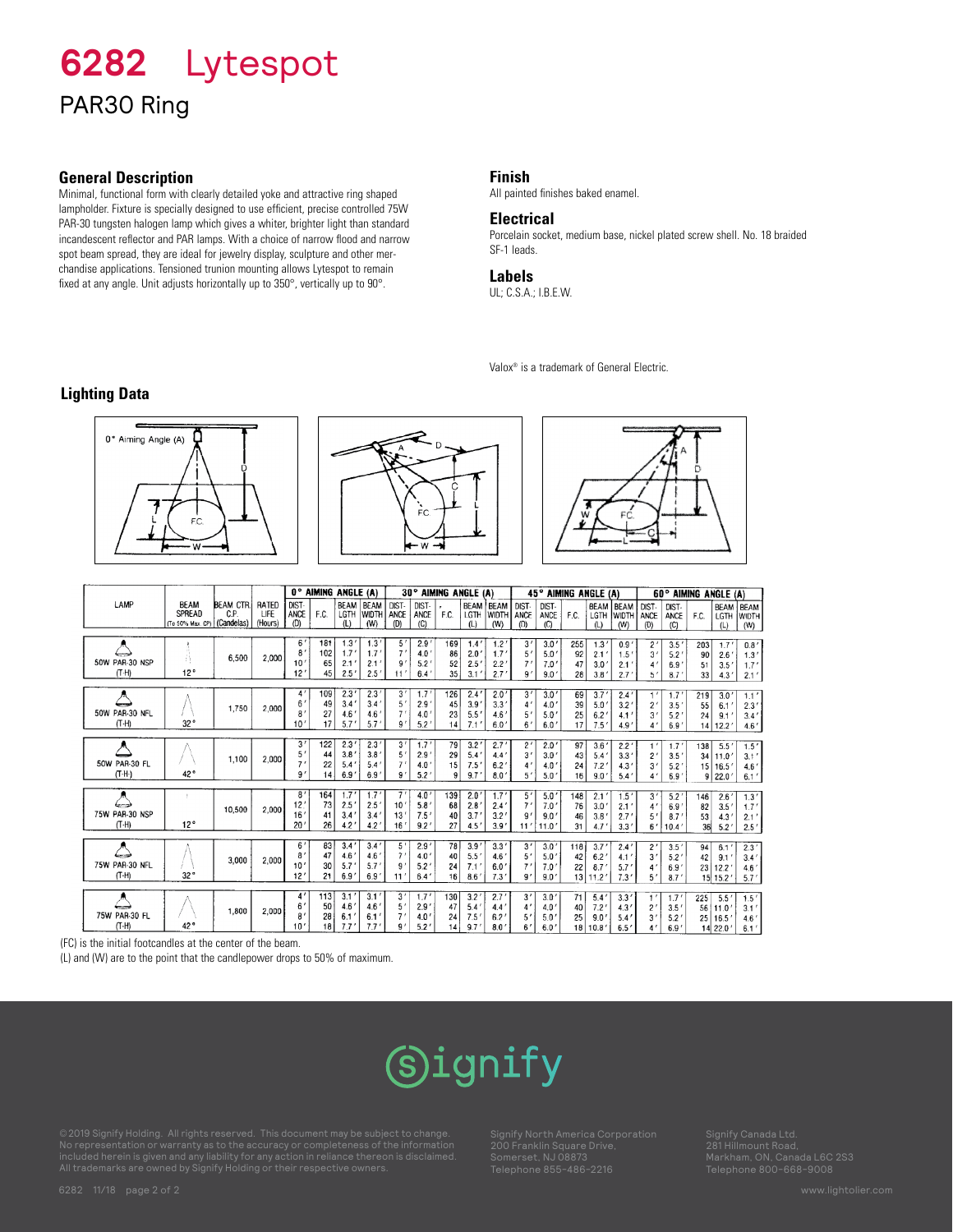# 6282 Lytespot

PAR30 Ring

## General Description

Minimal, functional form with clearly detailed yoke and attractive ring shaped lampholder. Fixture is specially designed to use efficient, precise controlled 75W PAR-30 tungsten halogen lamp which gives a whiter, brighter light than standard incandescent reflector and PAR lamps. With a choice of narrow flood and narrow spot beam spread, they are ideal for jewelry display, sculpture and other merchandise applications. Tensioned trunion mounting allows Lytespot to remain fixed at any angle. Unit adjusts horizontally up to 350°, vertically up to 90°.

## Finish

All painted finishes baked enamel.

## Electrical

Porcelain socket, medium base, nickel plated screw shell. No. 18 braided SF-1 leads.

## Labels

UL; C.S.A.; I.B.E.W.

Valox® is a trademark of General Electric.

## Lighting Data

0° Aiming Angle (A)
D
L
F.C.
W

A
D
C
F.C.
L
W

A
D
W
F.C.
C
L

| LAMP | BEAM SPREAD (To 50% Max. CP) | BEAM CTR. C.P. (Candelas) | RATED LIFE (Hours) | 0° AIMING ANGLE (A) DIST-ANCE (D) | F.C. | BEAM LGTH (L) | BEAM WIDTH (W) | 30° AIMING ANGLE (A) DIST-ANCE (D) | DIST-ANCE (C) | F.C. | BEAM LGTH (L) | BEAM WIDTH (W) | 45° AIMING ANGLE (A) DIST-ANCE (D) | DIST-ANCE (C) | F.C. | BEAM LGTH (L) | BEAM WIDTH (W) | 60° AIMING ANGLE (A) DIST-ANCE (D) | DIST-ANCE (C) | F.C. | BEAM LGTH (L) | BEAM WIDTH (W) |
|---|---|---|---|---|---|---|---|---|---|---|---|---|---|---|---|---|---|---|---|---|---|---|
| 50W PAR-30 NSP (T-H) | 12° | 6,500 | 2,000 | 6′ | 181 | 1.3′ | 1.3′ | 5′ | 2.9′ | 169 | 1.4′ | 1.2′ | 3′ | 3.0′ | 255 | 1.3′ | 0.9′ | 2′ | 3.5′ | 203 | 1.7′ | 0.8′ |
| | | | | 8′ | 102 | 1.7′ | 1.7′ | 7′ | 4.0′ | 86 | 2.0′ | 1.7′ | 5′ | 5.0′ | 92 | 2.1′ | 1.5′ | 3′ | 5.2′ | 90 | 2.6′ | 1.3′ |
| | | | | 10′ | 65 | 2.1′ | 2.1′ | 9′ | 5.2′ | 52 | 2.5′ | 2.2′ | 7′ | 7.0′ | 47 | 3.0′ | 2.1′ | 4′ | 6.9′ | 51 | 3.5′ | 1.7′ |
| | | | | 12′ | 45 | 2.5′ | 2.5′ | 11′ | 6.4′ | 35 | 3.1′ | 2.7′ | 9′ | 9.0′ | 28 | 3.8′ | 2.7′ | 5′ | 8.7′ | 33 | 4.3′ | 2.1′ |
| 50W PAR-30 NFL (T-H) | 32° | 1,750 | 2,000 | 4′ | 109 | 2.3′ | 2.3′ | 3′ | 1.7′ | 126 | 2.4′ | 2.0′ | 3′ | 3.0′ | 69 | 3.7′ | 2.4′ | 1′ | 1.7′ | 219 | 3.0′ | 1.1′ |
| | | | | 6′ | 49 | 3.4′ | 3.4′ | 5′ | 2.9′ | 45 | 3.9′ | 3.3′ | 4′ | 4.0′ | 39 | 5.0′ | 3.2′ | 2′ | 3.5′ | 55 | 6.1′ | 2.3′ |
| | | | | 8′ | 27 | 4.6′ | 4.6′ | 7′ | 4.0′ | 23 | 5.5′ | 4.6′ | 5′ | 5.0′ | 25 | 6.2′ | 4.1′ | 3′ | 5.2′ | 24 | 9.1′ | 3.4′ |
| | | | | 10′ | 17 | 5.7′ | 5.7′ | 9′ | 5.2′ | 14 | 7.1′ | 6.0′ | 6′ | 6.0′ | 17 | 7.5′ | 4.9′ | 4′ | 6.9′ | 14 | 12.2′ | 4.6′ |
| 50W PAR-30 FL (T-H) | 42° | 1,100 | 2,000 | 3′ | 122 | 2.3′ | 2.3′ | 3′ | 1.7′ | 79 | 3.2′ | 2.7′ | 2′ | 2.0′ | 97 | 3.6′ | 2.2′ | 1′ | 1.7′ | 138 | 5.5′ | 1.5′ |
| | | | | 5′ | 44 | 3.8′ | 3.8′ | 5′ | 2.9′ | 29 | 5.4′ | 4.4′ | 3′ | 3.0′ | 43 | 5.4′ | 3.3′ | 2′ | 3.5′ | 34 | 11.0′ | 3.1′ |
| | | | | 7′ | 22 | 5.4′ | 5.4′ | 7′ | 4.0′ | 15 | 7.5′ | 6.2′ | 4′ | 4.0′ | 24 | 7.2′ | 4.3′ | 3′ | 5.2′ | 15 | 16.5′ | 4.6′ |
| | | | | 9′ | 14 | 6.9′ | 6.9′ | 9′ | 5.2′ | 9 | 9.7′ | 8.0′ | 5′ | 5.0′ | 16 | 9.0′ | 5.4′ | 4′ | 6.9′ | 9 | 22.0′ | 6.1′ |
| 75W PAR-30 NSP (T-H) | 12° | 10,500 | 2,000 | 8′ | 164 | 1.7′ | 1.7′ | 7′ | 4.0′ | 139 | 2.0′ | 1.7′ | 5′ | 5.0′ | 148 | 2.1′ | 1.5′ | 3′ | 5.2′ | 146 | 2.6′ | 1.3′ |
| | | | | 12′ | 73 | 2.5′ | 2.5′ | 10′ | 5.8′ | 68 | 2.8′ | 2.4′ | 7′ | 7.0′ | 76 | 3.0′ | 2.1′ | 4′ | 6.9′ | 82 | 3.5′ | 1.7′ |
| | | | | 16′ | 41 | 3.4′ | 3.4′ | 13′ | 7.5′ | 40 | 3.7′ | 3.2′ | 9′ | 9.0′ | 46 | 3.8′ | 2.7′ | 5′ | 8.7′ | 53 | 4.3′ | 2.1′ |
| | | | | 20′ | 26 | 4.2′ | 4.2′ | 16′ | 9.2′ | 27 | 4.5′ | 3.9′ | 11′ | 11.0′ | 31 | 4.7′ | 3.3′ | 6′ | 10.4′ | 36 | 5.2′ | 2.5′ |
| 75W PAR-30 NFL (T-H) | 32° | 3,000 | 2,000 | 6′ | 83 | 3.4′ | 3.4′ | 5′ | 2.9′ | 78 | 3.9′ | 3.3′ | 3′ | 3.0′ | 118 | 3.7′ | 2.4′ | 2′ | 3.5′ | 94 | 6.1′ | 2.3′ |
| | | | | 8′ | 47 | 4.6′ | 4.6′ | 7′ | 4.0′ | 40 | 5.5′ | 4.6′ | 5′ | 5.0′ | 42 | 6.2′ | 4.1′ | 3′ | 5.2′ | 42 | 9.1′ | 3.4′ |
| | | | | 10′ | 30 | 5.7′ | 5.7′ | 9′ | 5.2′ | 24 | 7.1′ | 6.0′ | 7′ | 7.0′ | 22 | 8.7′ | 5.7′ | 4′ | 6.9′ | 23 | 12.2′ | 4.6′ |
| | | | | 12′ | 21 | 6.9′ | 6.9′ | 11′ | 6.4′ | 16 | 8.6′ | 7.3′ | 9′ | 9.0′ | 13 | 11.2′ | 7.3′ | 5′ | 8.7′ | 15 | 15.2′ | 5.7′ |
| 75W PAR-30 FL (T-H) | 42° | 1,800 | 2,000 | 4′ | 113 | 3.1′ | 3.1′ | 3′ | 1.7′ | 130 | 3.2′ | 2.7′ | 3′ | 3.0′ | 71 | 5.4′ | 3.3′ | 1′ | 1.7′ | 225 | 5.5′ | 1.5′ |
| | | | | 6′ | 50 | 4.6′ | 4.6′ | 5′ | 2.9′ | 47 | 5.4′ | 4.4′ | 4′ | 4.0′ | 40 | 7.2′ | 4.3′ | 2′ | 3.5′ | 56 | 11.0′ | 3.1′ |
| | | | | 8′ | 28 | 6.1′ | 6.1′ | 7′ | 4.0′ | 24 | 7.5′ | 6.2′ | 5′ | 5.0′ | 25 | 9.0′ | 5.4′ | 3′ | 5.2′ | 25 | 16.5′ | 4.6′ |
| | | | | 10′ | 18 | 7.7′ | 7.7′ | 9′ | 5.2′ | 14 | 9.7′ | 8.0′ | 6′ | 6.0′ | 18 | 10.8′ | 6.5′ | 4′ | 6.9′ | 14 | 22.0′ | 6.1′ |

(FC) is the initial footcandles at the center of the beam.

(L) and (W) are to the point that the candlepower drops to 50% of maximum.

signify

©2019 Signify Holding. All rights reserved. This document may be subject to change. No representation or warranty as to the accuracy or completeness of the information included herein is given and any liability for any action in reliance thereon is disclaimed. All trademarks are owned by Signify Holding or their respective owners.

Signify North America Corporation
200 Franklin Square Drive,
Somerset, NJ 08873
Telephone 855-486-2216

Signify Canada Ltd.
281 Hillmount Road,
Markham, ON, Canada L6C 2S3
Telephone 800-668-9008

6282 11/18

www.lightoller.com